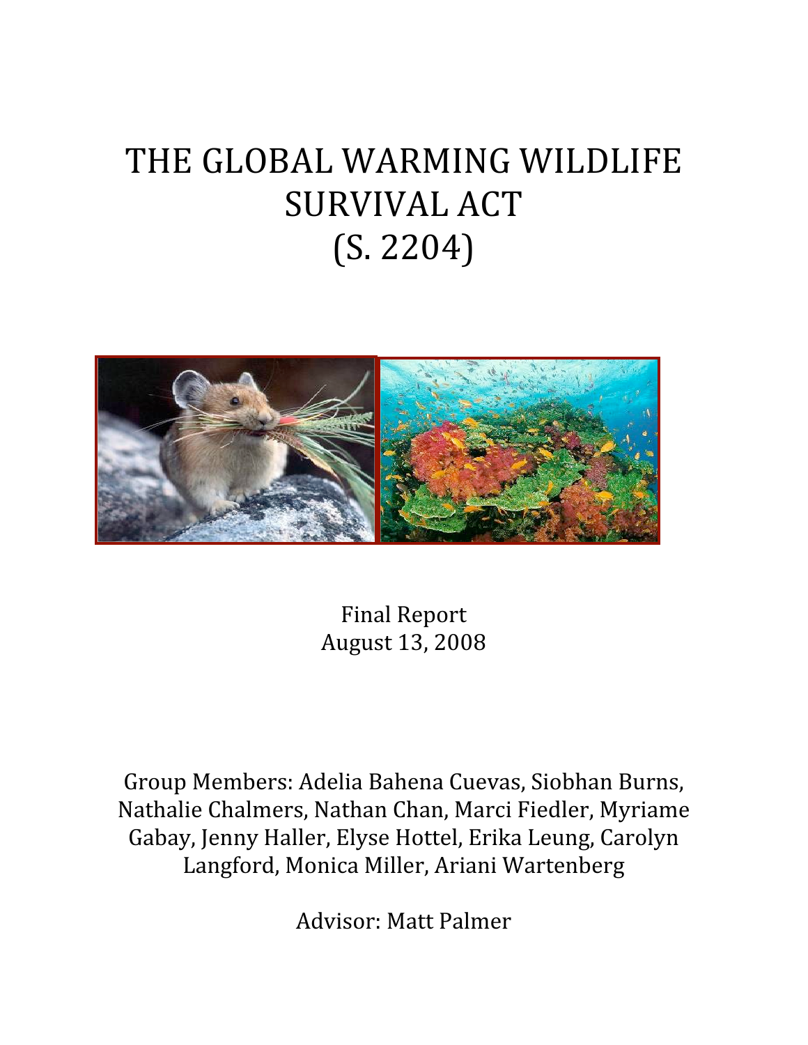# THE GLOBAL WARMING WILDLIFE SURVIVAL ACT (S. 2204)

Final Report
August 13, 2008

Group Members: Adelia Bahena Cuevas, Siobhan Burns, Nathalie Chalmers, Nathan Chan, Marci Fiedler, Myriame Gabay, Jenny Haller, Elyse Hottel, Erika Leung, Carolyn Langford, Monica Miller, Ariani Wartenberg

Advisor: Matt Palmer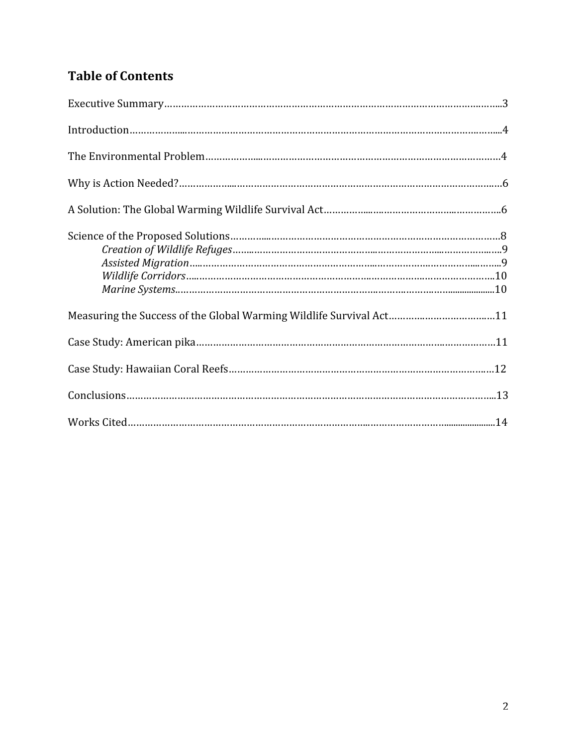## Table of Contents

Executive Summary……………………………………………………………………………………………………...3

Introduction………………………………………………………………………………………………………………...4

The Environmental Problem……………………………………………………………………………………4

Why is Action Needed?……………………………………………………………………………………………6

A Solution: The Global Warming Wildlife Survival Act……………………………………………..6

Science of the Proposed Solutions………………………………………………………………………………8

- *Creation of Wildlife Refuges*……………………………………………………………………………9
- *Assisted Migration*……………………………………………………………………………………………9
- *Wildlife Corridors*……………………………………………………………………………………………10
- *Marine Systems*……………………………………………………………………………………………..10

Measuring the Success of the Global Warming Wildlife Survival Act……………………………11

Case Study: American pika…………………………………………………………………………………………11

Case Study: Hawaiian Coral Reefs………………………………………………………………………………12

Conclusions……………………………………………………………………………………………………………...13

Works Cited…………………………………………………………………………………………………………….14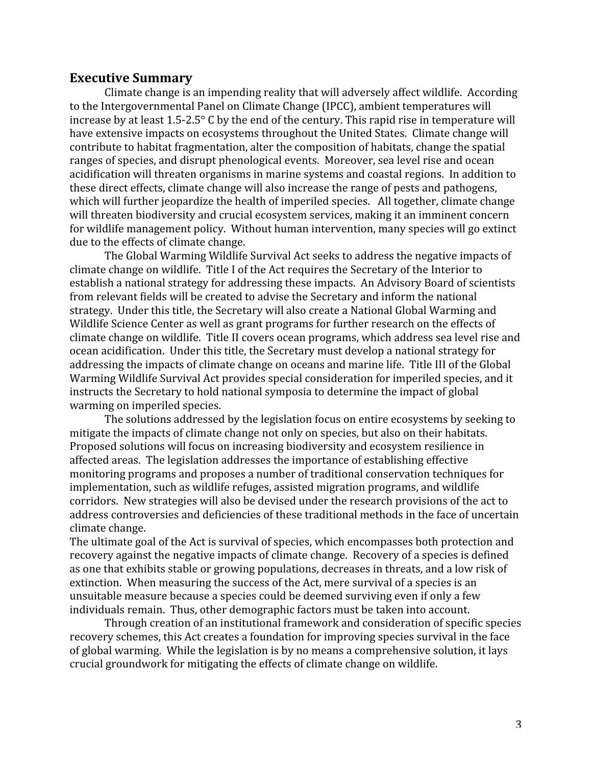## Executive Summary

Climate change is an impending reality that will adversely affect wildlife. According to the Intergovernmental Panel on Climate Change (IPCC), ambient temperatures will increase by at least 1.5-2.5° C by the end of the century. This rapid rise in temperature will have extensive impacts on ecosystems throughout the United States. Climate change will contribute to habitat fragmentation, alter the composition of habitats, change the spatial ranges of species, and disrupt phenological events. Moreover, sea level rise and ocean acidification will threaten organisms in marine systems and coastal regions. In addition to these direct effects, climate change will also increase the range of pests and pathogens, which will further jeopardize the health of imperiled species. All together, climate change will threaten biodiversity and crucial ecosystem services, making it an imminent concern for wildlife management policy. Without human intervention, many species will go extinct due to the effects of climate change.

The Global Warming Wildlife Survival Act seeks to address the negative impacts of climate change on wildlife. Title I of the Act requires the Secretary of the Interior to establish a national strategy for addressing these impacts. An Advisory Board of scientists from relevant fields will be created to advise the Secretary and inform the national strategy. Under this title, the Secretary will also create a National Global Warming and Wildlife Science Center as well as grant programs for further research on the effects of climate change on wildlife. Title II covers ocean programs, which address sea level rise and ocean acidification. Under this title, the Secretary must develop a national strategy for addressing the impacts of climate change on oceans and marine life. Title III of the Global Warming Wildlife Survival Act provides special consideration for imperiled species, and it instructs the Secretary to hold national symposia to determine the impact of global warming on imperiled species.

The solutions addressed by the legislation focus on entire ecosystems by seeking to mitigate the impacts of climate change not only on species, but also on their habitats. Proposed solutions will focus on increasing biodiversity and ecosystem resilience in affected areas. The legislation addresses the importance of establishing effective monitoring programs and proposes a number of traditional conservation techniques for implementation, such as wildlife refuges, assisted migration programs, and wildlife corridors. New strategies will also be devised under the research provisions of the act to address controversies and deficiencies of these traditional methods in the face of uncertain climate change.

The ultimate goal of the Act is survival of species, which encompasses both protection and recovery against the negative impacts of climate change. Recovery of a species is defined as one that exhibits stable or growing populations, decreases in threats, and a low risk of extinction. When measuring the success of the Act, mere survival of a species is an unsuitable measure because a species could be deemed surviving even if only a few individuals remain. Thus, other demographic factors must be taken into account.

Through creation of an institutional framework and consideration of specific species recovery schemes, this Act creates a foundation for improving species survival in the face of global warming. While the legislation is by no means a comprehensive solution, it lays crucial groundwork for mitigating the effects of climate change on wildlife.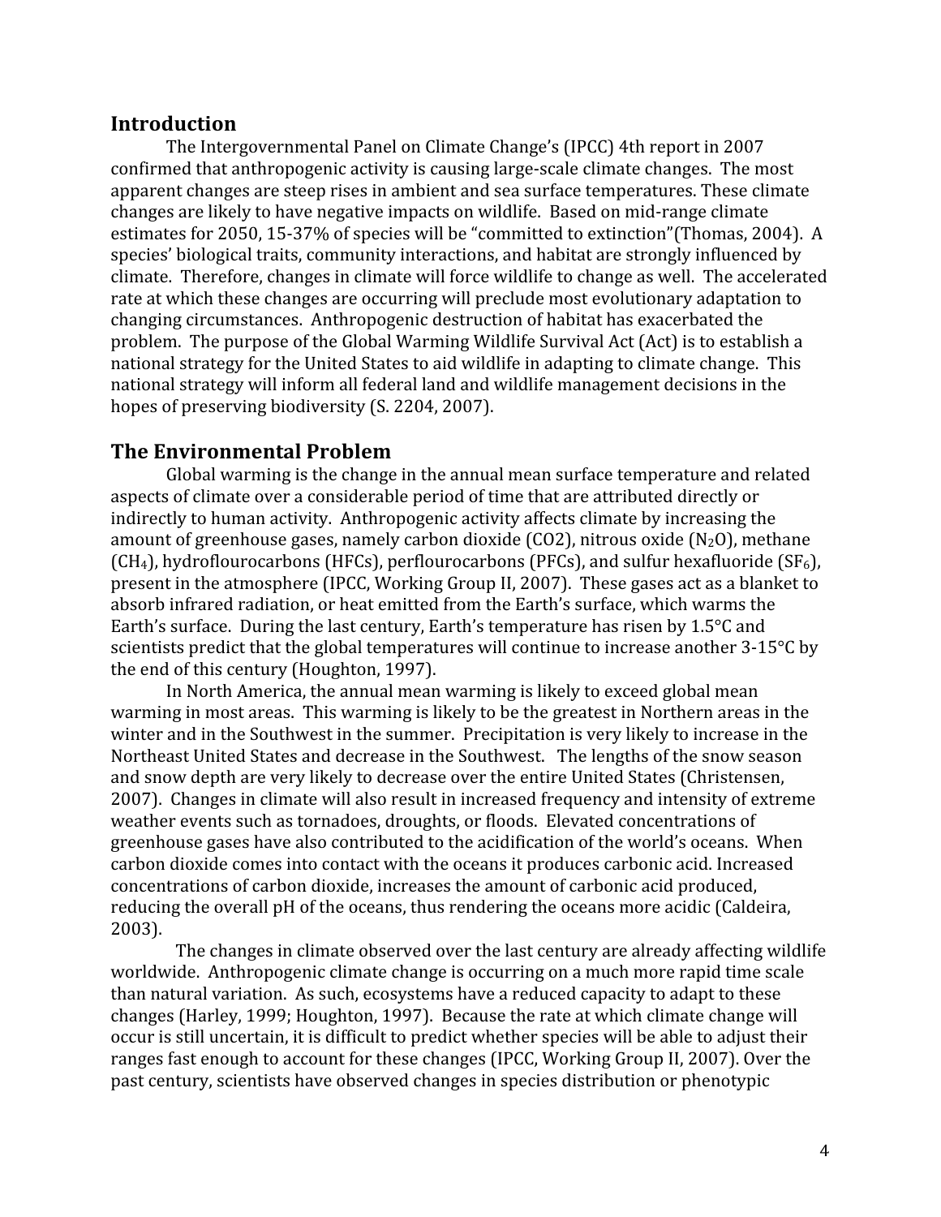## Introduction

The Intergovernmental Panel on Climate Change's (IPCC) 4th report in 2007 confirmed that anthropogenic activity is causing large-scale climate changes. The most apparent changes are steep rises in ambient and sea surface temperatures. These climate changes are likely to have negative impacts on wildlife. Based on mid-range climate estimates for 2050, 15-37% of species will be "committed to extinction"(Thomas, 2004). A species' biological traits, community interactions, and habitat are strongly influenced by climate. Therefore, changes in climate will force wildlife to change as well. The accelerated rate at which these changes are occurring will preclude most evolutionary adaptation to changing circumstances. Anthropogenic destruction of habitat has exacerbated the problem. The purpose of the Global Warming Wildlife Survival Act (Act) is to establish a national strategy for the United States to aid wildlife in adapting to climate change. This national strategy will inform all federal land and wildlife management decisions in the hopes of preserving biodiversity (S. 2204, 2007).

## The Environmental Problem

Global warming is the change in the annual mean surface temperature and related aspects of climate over a considerable period of time that are attributed directly or indirectly to human activity. Anthropogenic activity affects climate by increasing the amount of greenhouse gases, namely carbon dioxide (CO2), nitrous oxide ($N_2O$), methane ($CH_4$), hydroflourocarbons (HFCs), perflourocarbons (PFCs), and sulfur hexafluoride ($SF_6$), present in the atmosphere (IPCC, Working Group II, 2007). These gases act as a blanket to absorb infrared radiation, or heat emitted from the Earth's surface, which warms the Earth's surface. During the last century, Earth's temperature has risen by 1.5°C and scientists predict that the global temperatures will continue to increase another 3-15°C by the end of this century (Houghton, 1997).

In North America, the annual mean warming is likely to exceed global mean warming in most areas. This warming is likely to be the greatest in Northern areas in the winter and in the Southwest in the summer. Precipitation is very likely to increase in the Northeast United States and decrease in the Southwest. The lengths of the snow season and snow depth are very likely to decrease over the entire United States (Christensen, 2007). Changes in climate will also result in increased frequency and intensity of extreme weather events such as tornadoes, droughts, or floods. Elevated concentrations of greenhouse gases have also contributed to the acidification of the world's oceans. When carbon dioxide comes into contact with the oceans it produces carbonic acid. Increased concentrations of carbon dioxide, increases the amount of carbonic acid produced, reducing the overall pH of the oceans, thus rendering the oceans more acidic (Caldeira, 2003).

The changes in climate observed over the last century are already affecting wildlife worldwide. Anthropogenic climate change is occurring on a much more rapid time scale than natural variation. As such, ecosystems have a reduced capacity to adapt to these changes (Harley, 1999; Houghton, 1997). Because the rate at which climate change will occur is still uncertain, it is difficult to predict whether species will be able to adjust their ranges fast enough to account for these changes (IPCC, Working Group II, 2007). Over the past century, scientists have observed changes in species distribution or phenotypic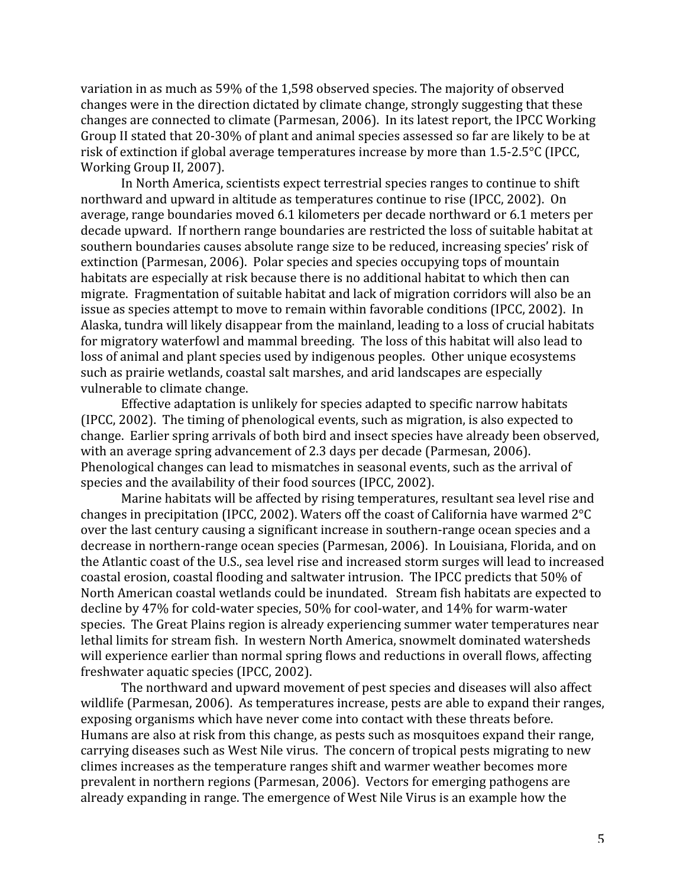variation in as much as 59% of the 1,598 observed species. The majority of observed changes were in the direction dictated by climate change, strongly suggesting that these changes are connected to climate (Parmesan, 2006). In its latest report, the IPCC Working Group II stated that 20-30% of plant and animal species assessed so far are likely to be at risk of extinction if global average temperatures increase by more than 1.5-2.5°C (IPCC, Working Group II, 2007).

In North America, scientists expect terrestrial species ranges to continue to shift northward and upward in altitude as temperatures continue to rise (IPCC, 2002). On average, range boundaries moved 6.1 kilometers per decade northward or 6.1 meters per decade upward. If northern range boundaries are restricted the loss of suitable habitat at southern boundaries causes absolute range size to be reduced, increasing species' risk of extinction (Parmesan, 2006). Polar species and species occupying tops of mountain habitats are especially at risk because there is no additional habitat to which then can migrate. Fragmentation of suitable habitat and lack of migration corridors will also be an issue as species attempt to move to remain within favorable conditions (IPCC, 2002). In Alaska, tundra will likely disappear from the mainland, leading to a loss of crucial habitats for migratory waterfowl and mammal breeding. The loss of this habitat will also lead to loss of animal and plant species used by indigenous peoples. Other unique ecosystems such as prairie wetlands, coastal salt marshes, and arid landscapes are especially vulnerable to climate change.

Effective adaptation is unlikely for species adapted to specific narrow habitats (IPCC, 2002). The timing of phenological events, such as migration, is also expected to change. Earlier spring arrivals of both bird and insect species have already been observed, with an average spring advancement of 2.3 days per decade (Parmesan, 2006). Phenological changes can lead to mismatches in seasonal events, such as the arrival of species and the availability of their food sources (IPCC, 2002).

Marine habitats will be affected by rising temperatures, resultant sea level rise and changes in precipitation (IPCC, 2002). Waters off the coast of California have warmed 2°C over the last century causing a significant increase in southern-range ocean species and a decrease in northern-range ocean species (Parmesan, 2006). In Louisiana, Florida, and on the Atlantic coast of the U.S., sea level rise and increased storm surges will lead to increased coastal erosion, coastal flooding and saltwater intrusion. The IPCC predicts that 50% of North American coastal wetlands could be inundated. Stream fish habitats are expected to decline by 47% for cold-water species, 50% for cool-water, and 14% for warm-water species. The Great Plains region is already experiencing summer water temperatures near lethal limits for stream fish. In western North America, snowmelt dominated watersheds will experience earlier than normal spring flows and reductions in overall flows, affecting freshwater aquatic species (IPCC, 2002).

The northward and upward movement of pest species and diseases will also affect wildlife (Parmesan, 2006). As temperatures increase, pests are able to expand their ranges, exposing organisms which have never come into contact with these threats before. Humans are also at risk from this change, as pests such as mosquitoes expand their range, carrying diseases such as West Nile virus. The concern of tropical pests migrating to new climes increases as the temperature ranges shift and warmer weather becomes more prevalent in northern regions (Parmesan, 2006). Vectors for emerging pathogens are already expanding in range. The emergence of West Nile Virus is an example how the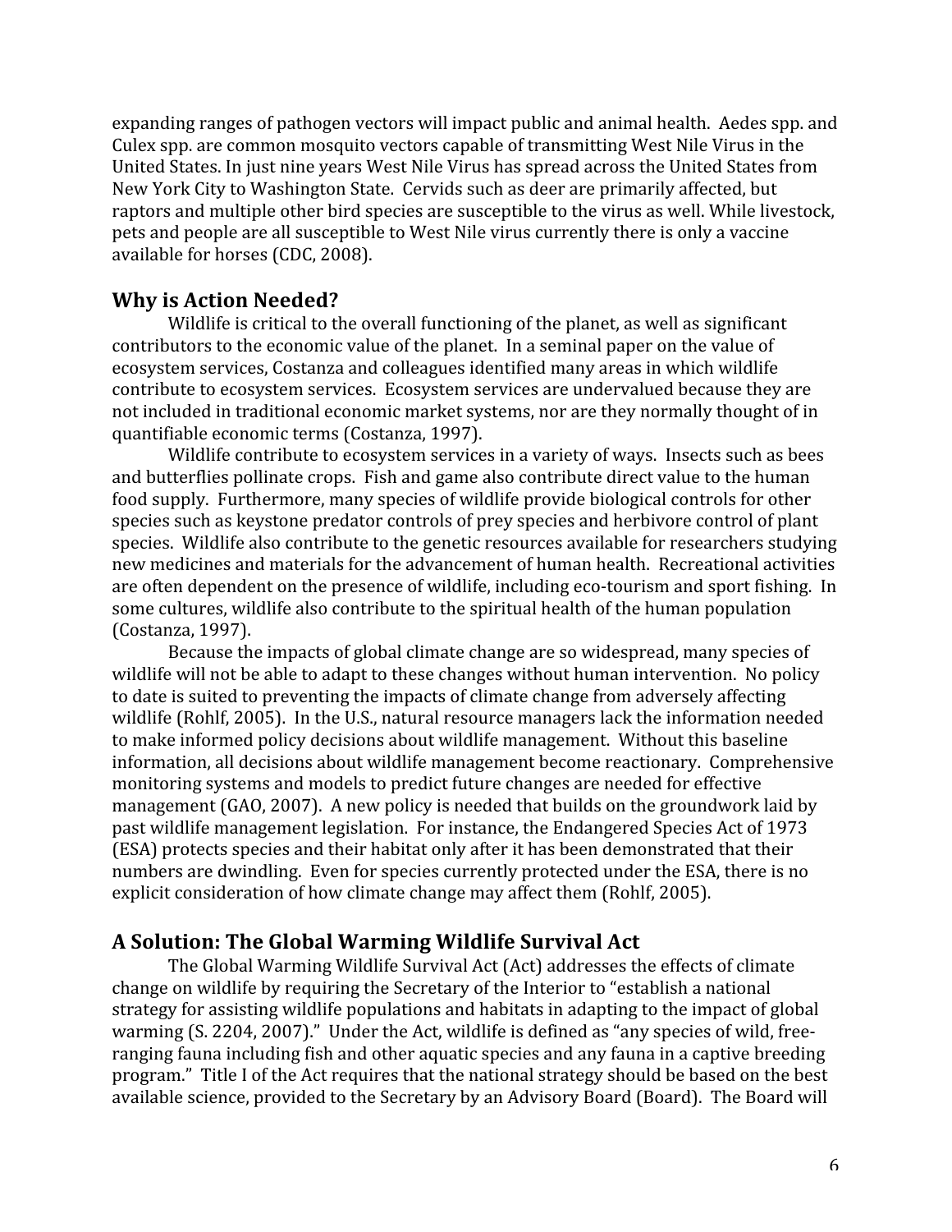expanding ranges of pathogen vectors will impact public and animal health. Aedes spp. and Culex spp. are common mosquito vectors capable of transmitting West Nile Virus in the United States. In just nine years West Nile Virus has spread across the United States from New York City to Washington State. Cervids such as deer are primarily affected, but raptors and multiple other bird species are susceptible to the virus as well. While livestock, pets and people are all susceptible to West Nile virus currently there is only a vaccine available for horses (CDC, 2008).

## Why is Action Needed?

Wildlife is critical to the overall functioning of the planet, as well as significant contributors to the economic value of the planet. In a seminal paper on the value of ecosystem services, Costanza and colleagues identified many areas in which wildlife contribute to ecosystem services. Ecosystem services are undervalued because they are not included in traditional economic market systems, nor are they normally thought of in quantifiable economic terms (Costanza, 1997).

Wildlife contribute to ecosystem services in a variety of ways. Insects such as bees and butterflies pollinate crops. Fish and game also contribute direct value to the human food supply. Furthermore, many species of wildlife provide biological controls for other species such as keystone predator controls of prey species and herbivore control of plant species. Wildlife also contribute to the genetic resources available for researchers studying new medicines and materials for the advancement of human health. Recreational activities are often dependent on the presence of wildlife, including eco-tourism and sport fishing. In some cultures, wildlife also contribute to the spiritual health of the human population (Costanza, 1997).

Because the impacts of global climate change are so widespread, many species of wildlife will not be able to adapt to these changes without human intervention. No policy to date is suited to preventing the impacts of climate change from adversely affecting wildlife (Rohlf, 2005). In the U.S., natural resource managers lack the information needed to make informed policy decisions about wildlife management. Without this baseline information, all decisions about wildlife management become reactionary. Comprehensive monitoring systems and models to predict future changes are needed for effective management (GAO, 2007). A new policy is needed that builds on the groundwork laid by past wildlife management legislation. For instance, the Endangered Species Act of 1973 (ESA) protects species and their habitat only after it has been demonstrated that their numbers are dwindling. Even for species currently protected under the ESA, there is no explicit consideration of how climate change may affect them (Rohlf, 2005).

## A Solution: The Global Warming Wildlife Survival Act

The Global Warming Wildlife Survival Act (Act) addresses the effects of climate change on wildlife by requiring the Secretary of the Interior to "establish a national strategy for assisting wildlife populations and habitats in adapting to the impact of global warming (S. 2204, 2007)." Under the Act, wildlife is defined as "any species of wild, free-ranging fauna including fish and other aquatic species and any fauna in a captive breeding program." Title I of the Act requires that the national strategy should be based on the best available science, provided to the Secretary by an Advisory Board (Board). The Board will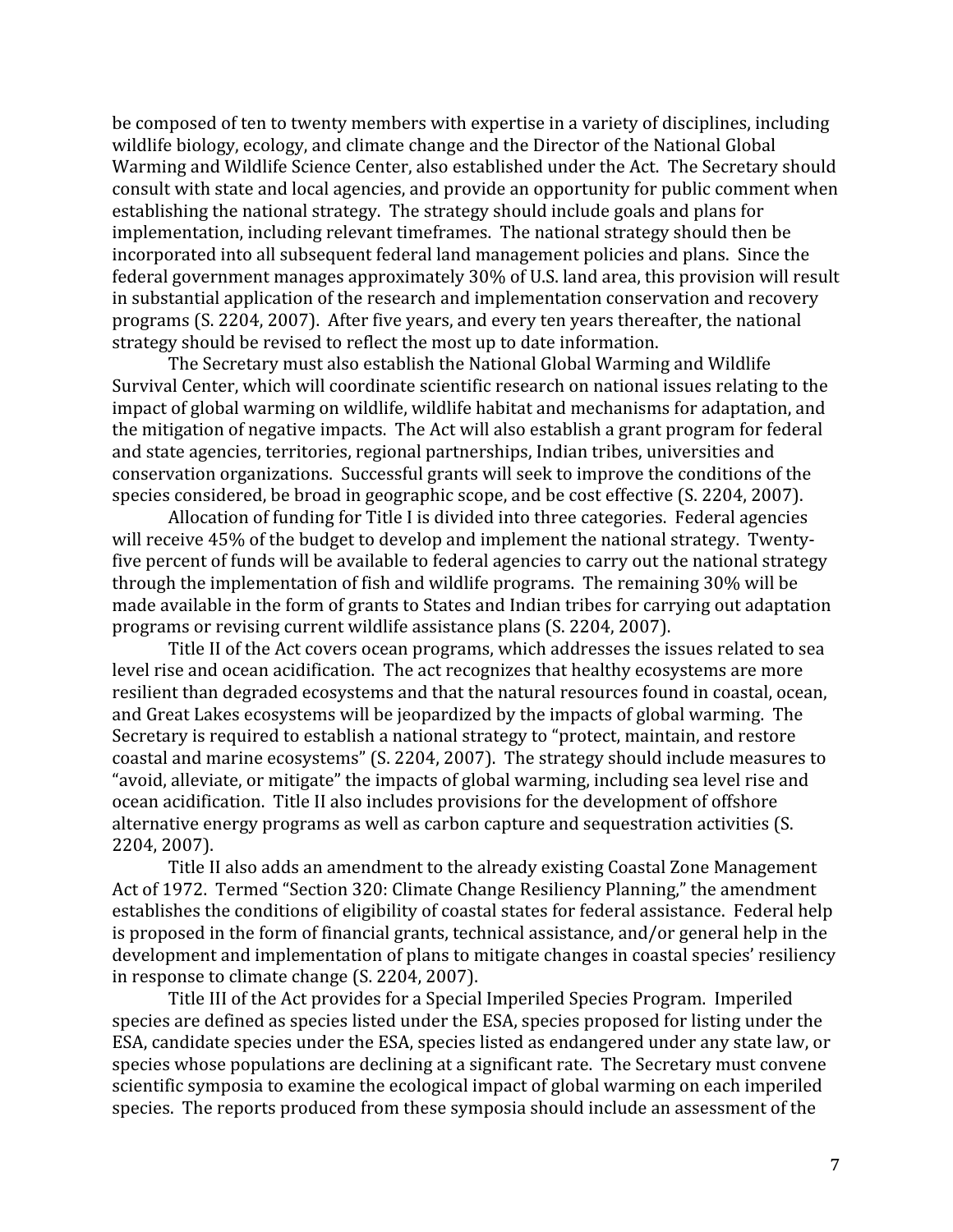be composed of ten to twenty members with expertise in a variety of disciplines, including wildlife biology, ecology, and climate change and the Director of the National Global Warming and Wildlife Science Center, also established under the Act. The Secretary should consult with state and local agencies, and provide an opportunity for public comment when establishing the national strategy. The strategy should include goals and plans for implementation, including relevant timeframes. The national strategy should then be incorporated into all subsequent federal land management policies and plans. Since the federal government manages approximately 30% of U.S. land area, this provision will result in substantial application of the research and implementation conservation and recovery programs (S. 2204, 2007). After five years, and every ten years thereafter, the national strategy should be revised to reflect the most up to date information.

The Secretary must also establish the National Global Warming and Wildlife Survival Center, which will coordinate scientific research on national issues relating to the impact of global warming on wildlife, wildlife habitat and mechanisms for adaptation, and the mitigation of negative impacts. The Act will also establish a grant program for federal and state agencies, territories, regional partnerships, Indian tribes, universities and conservation organizations. Successful grants will seek to improve the conditions of the species considered, be broad in geographic scope, and be cost effective (S. 2204, 2007).

Allocation of funding for Title I is divided into three categories. Federal agencies will receive 45% of the budget to develop and implement the national strategy. Twenty-five percent of funds will be available to federal agencies to carry out the national strategy through the implementation of fish and wildlife programs. The remaining 30% will be made available in the form of grants to States and Indian tribes for carrying out adaptation programs or revising current wildlife assistance plans (S. 2204, 2007).

Title II of the Act covers ocean programs, which addresses the issues related to sea level rise and ocean acidification. The act recognizes that healthy ecosystems are more resilient than degraded ecosystems and that the natural resources found in coastal, ocean, and Great Lakes ecosystems will be jeopardized by the impacts of global warming. The Secretary is required to establish a national strategy to "protect, maintain, and restore coastal and marine ecosystems" (S. 2204, 2007). The strategy should include measures to "avoid, alleviate, or mitigate" the impacts of global warming, including sea level rise and ocean acidification. Title II also includes provisions for the development of offshore alternative energy programs as well as carbon capture and sequestration activities (S. 2204, 2007).

Title II also adds an amendment to the already existing Coastal Zone Management Act of 1972. Termed "Section 320: Climate Change Resiliency Planning," the amendment establishes the conditions of eligibility of coastal states for federal assistance. Federal help is proposed in the form of financial grants, technical assistance, and/or general help in the development and implementation of plans to mitigate changes in coastal species' resiliency in response to climate change (S. 2204, 2007).

Title III of the Act provides for a Special Imperiled Species Program. Imperiled species are defined as species listed under the ESA, species proposed for listing under the ESA, candidate species under the ESA, species listed as endangered under any state law, or species whose populations are declining at a significant rate. The Secretary must convene scientific symposia to examine the ecological impact of global warming on each imperiled species. The reports produced from these symposia should include an assessment of the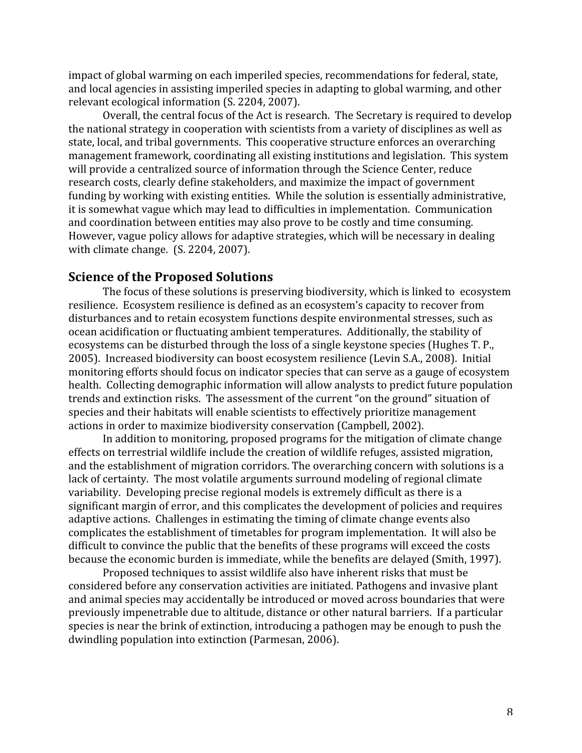impact of global warming on each imperiled species, recommendations for federal, state, and local agencies in assisting imperiled species in adapting to global warming, and other relevant ecological information (S. 2204, 2007).

Overall, the central focus of the Act is research. The Secretary is required to develop the national strategy in cooperation with scientists from a variety of disciplines as well as state, local, and tribal governments. This cooperative structure enforces an overarching management framework, coordinating all existing institutions and legislation. This system will provide a centralized source of information through the Science Center, reduce research costs, clearly define stakeholders, and maximize the impact of government funding by working with existing entities. While the solution is essentially administrative, it is somewhat vague which may lead to difficulties in implementation. Communication and coordination between entities may also prove to be costly and time consuming. However, vague policy allows for adaptive strategies, which will be necessary in dealing with climate change. (S. 2204, 2007).

## Science of the Proposed Solutions

The focus of these solutions is preserving biodiversity, which is linked to ecosystem resilience. Ecosystem resilience is defined as an ecosystem's capacity to recover from disturbances and to retain ecosystem functions despite environmental stresses, such as ocean acidification or fluctuating ambient temperatures. Additionally, the stability of ecosystems can be disturbed through the loss of a single keystone species (Hughes T. P., 2005). Increased biodiversity can boost ecosystem resilience (Levin S.A., 2008). Initial monitoring efforts should focus on indicator species that can serve as a gauge of ecosystem health. Collecting demographic information will allow analysts to predict future population trends and extinction risks. The assessment of the current "on the ground" situation of species and their habitats will enable scientists to effectively prioritize management actions in order to maximize biodiversity conservation (Campbell, 2002).

In addition to monitoring, proposed programs for the mitigation of climate change effects on terrestrial wildlife include the creation of wildlife refuges, assisted migration, and the establishment of migration corridors. The overarching concern with solutions is a lack of certainty. The most volatile arguments surround modeling of regional climate variability. Developing precise regional models is extremely difficult as there is a significant margin of error, and this complicates the development of policies and requires adaptive actions. Challenges in estimating the timing of climate change events also complicates the establishment of timetables for program implementation. It will also be difficult to convince the public that the benefits of these programs will exceed the costs because the economic burden is immediate, while the benefits are delayed (Smith, 1997).

Proposed techniques to assist wildlife also have inherent risks that must be considered before any conservation activities are initiated. Pathogens and invasive plant and animal species may accidentally be introduced or moved across boundaries that were previously impenetrable due to altitude, distance or other natural barriers. If a particular species is near the brink of extinction, introducing a pathogen may be enough to push the dwindling population into extinction (Parmesan, 2006).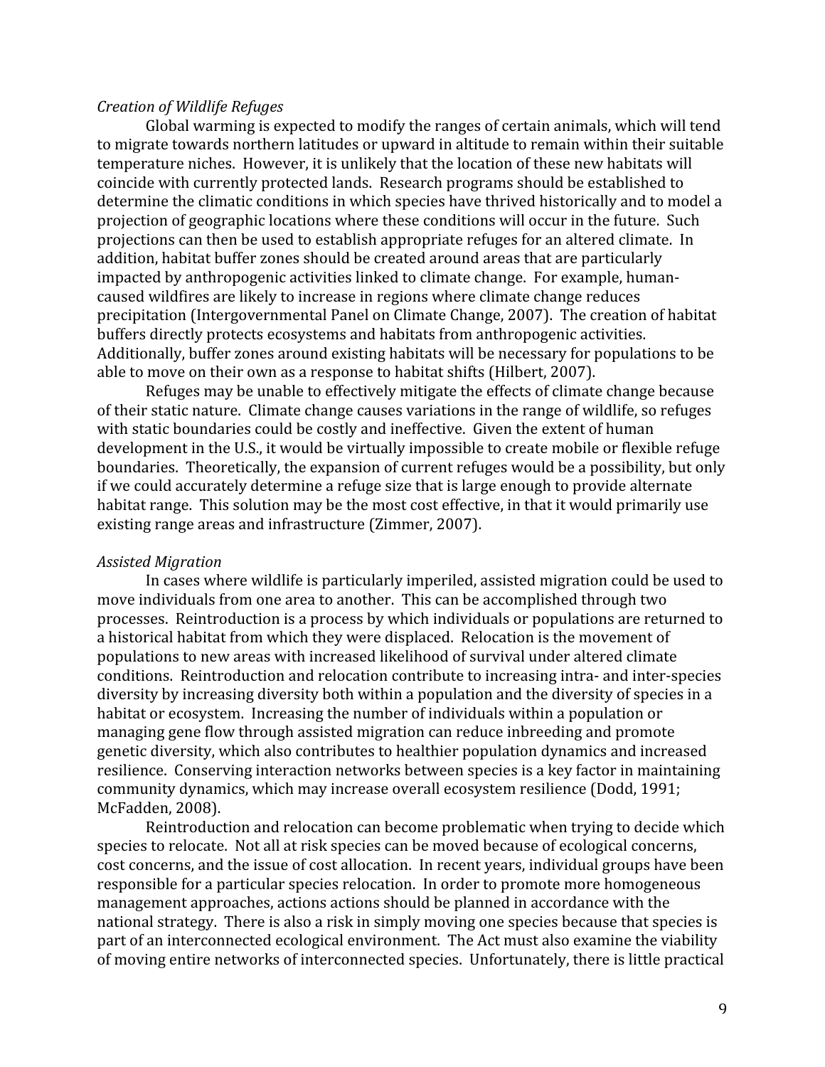*Creation of Wildlife Refuges*

Global warming is expected to modify the ranges of certain animals, which will tend to migrate towards northern latitudes or upward in altitude to remain within their suitable temperature niches. However, it is unlikely that the location of these new habitats will coincide with currently protected lands. Research programs should be established to determine the climatic conditions in which species have thrived historically and to model a projection of geographic locations where these conditions will occur in the future. Such projections can then be used to establish appropriate refuges for an altered climate. In addition, habitat buffer zones should be created around areas that are particularly impacted by anthropogenic activities linked to climate change. For example, human-caused wildfires are likely to increase in regions where climate change reduces precipitation (Intergovernmental Panel on Climate Change, 2007). The creation of habitat buffers directly protects ecosystems and habitats from anthropogenic activities. Additionally, buffer zones around existing habitats will be necessary for populations to be able to move on their own as a response to habitat shifts (Hilbert, 2007).

Refuges may be unable to effectively mitigate the effects of climate change because of their static nature. Climate change causes variations in the range of wildlife, so refuges with static boundaries could be costly and ineffective. Given the extent of human development in the U.S., it would be virtually impossible to create mobile or flexible refuge boundaries. Theoretically, the expansion of current refuges would be a possibility, but only if we could accurately determine a refuge size that is large enough to provide alternate habitat range. This solution may be the most cost effective, in that it would primarily use existing range areas and infrastructure (Zimmer, 2007).

*Assisted Migration*

In cases where wildlife is particularly imperiled, assisted migration could be used to move individuals from one area to another. This can be accomplished through two processes. Reintroduction is a process by which individuals or populations are returned to a historical habitat from which they were displaced. Relocation is the movement of populations to new areas with increased likelihood of survival under altered climate conditions. Reintroduction and relocation contribute to increasing intra- and inter-species diversity by increasing diversity both within a population and the diversity of species in a habitat or ecosystem. Increasing the number of individuals within a population or managing gene flow through assisted migration can reduce inbreeding and promote genetic diversity, which also contributes to healthier population dynamics and increased resilience. Conserving interaction networks between species is a key factor in maintaining community dynamics, which may increase overall ecosystem resilience (Dodd, 1991; McFadden, 2008).

Reintroduction and relocation can become problematic when trying to decide which species to relocate. Not all at risk species can be moved because of ecological concerns, cost concerns, and the issue of cost allocation. In recent years, individual groups have been responsible for a particular species relocation. In order to promote more homogeneous management approaches, actions actions should be planned in accordance with the national strategy. There is also a risk in simply moving one species because that species is part of an interconnected ecological environment. The Act must also examine the viability of moving entire networks of interconnected species. Unfortunately, there is little practical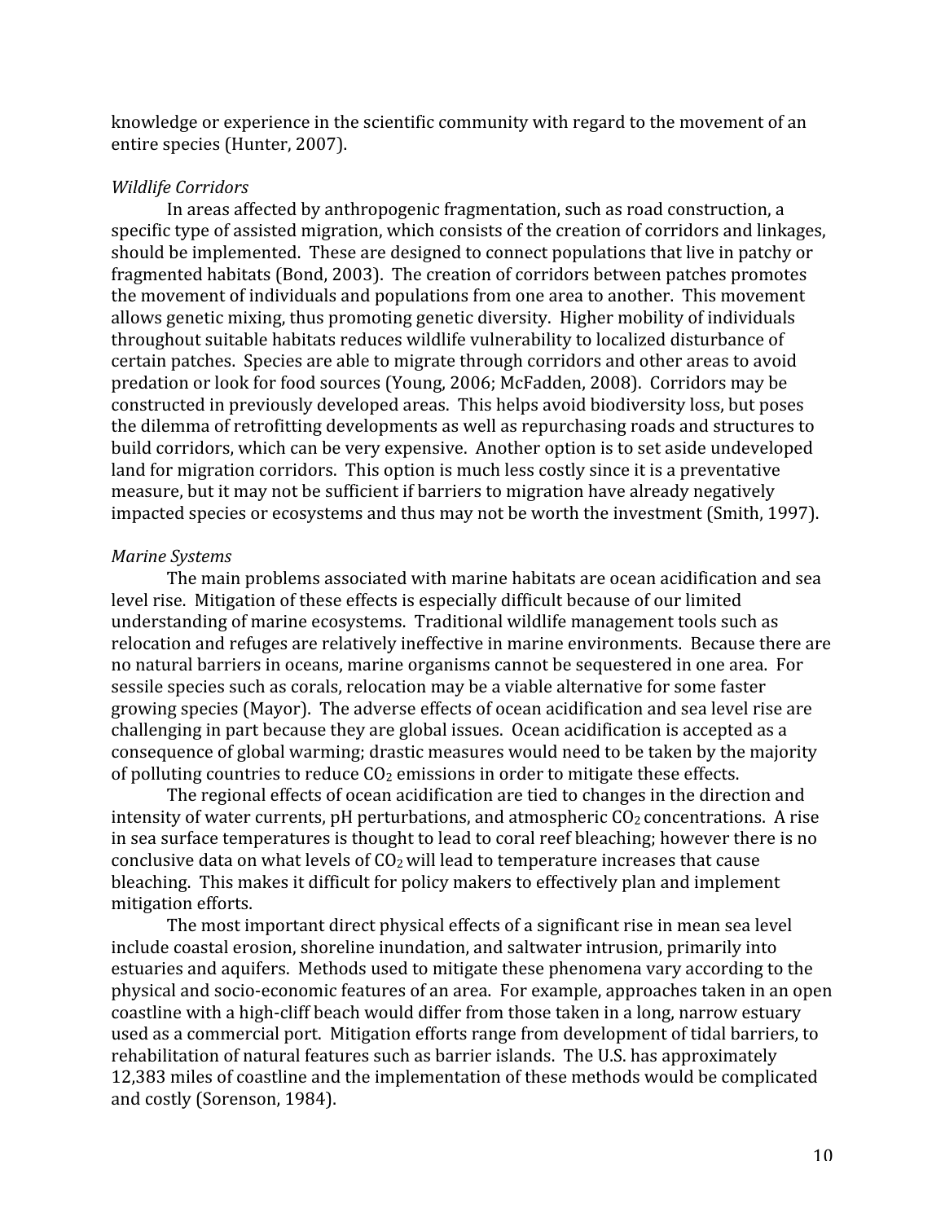knowledge or experience in the scientific community with regard to the movement of an entire species (Hunter, 2007).

*Wildlife Corridors*

In areas affected by anthropogenic fragmentation, such as road construction, a specific type of assisted migration, which consists of the creation of corridors and linkages, should be implemented. These are designed to connect populations that live in patchy or fragmented habitats (Bond, 2003). The creation of corridors between patches promotes the movement of individuals and populations from one area to another. This movement allows genetic mixing, thus promoting genetic diversity. Higher mobility of individuals throughout suitable habitats reduces wildlife vulnerability to localized disturbance of certain patches. Species are able to migrate through corridors and other areas to avoid predation or look for food sources (Young, 2006; McFadden, 2008). Corridors may be constructed in previously developed areas. This helps avoid biodiversity loss, but poses the dilemma of retrofitting developments as well as repurchasing roads and structures to build corridors, which can be very expensive. Another option is to set aside undeveloped land for migration corridors. This option is much less costly since it is a preventative measure, but it may not be sufficient if barriers to migration have already negatively impacted species or ecosystems and thus may not be worth the investment (Smith, 1997).

*Marine Systems*

The main problems associated with marine habitats are ocean acidification and sea level rise. Mitigation of these effects is especially difficult because of our limited understanding of marine ecosystems. Traditional wildlife management tools such as relocation and refuges are relatively ineffective in marine environments. Because there are no natural barriers in oceans, marine organisms cannot be sequestered in one area. For sessile species such as corals, relocation may be a viable alternative for some faster growing species (Mayor). The adverse effects of ocean acidification and sea level rise are challenging in part because they are global issues. Ocean acidification is accepted as a consequence of global warming; drastic measures would need to be taken by the majority of polluting countries to reduce $CO_2$ emissions in order to mitigate these effects.

The regional effects of ocean acidification are tied to changes in the direction and intensity of water currents, pH perturbations, and atmospheric $CO_2$ concentrations. A rise in sea surface temperatures is thought to lead to coral reef bleaching; however there is no conclusive data on what levels of $CO_2$ will lead to temperature increases that cause bleaching. This makes it difficult for policy makers to effectively plan and implement mitigation efforts.

The most important direct physical effects of a significant rise in mean sea level include coastal erosion, shoreline inundation, and saltwater intrusion, primarily into estuaries and aquifers. Methods used to mitigate these phenomena vary according to the physical and socio-economic features of an area. For example, approaches taken in an open coastline with a high-cliff beach would differ from those taken in a long, narrow estuary used as a commercial port. Mitigation efforts range from development of tidal barriers, to rehabilitation of natural features such as barrier islands. The U.S. has approximately 12,383 miles of coastline and the implementation of these methods would be complicated and costly (Sorenson, 1984).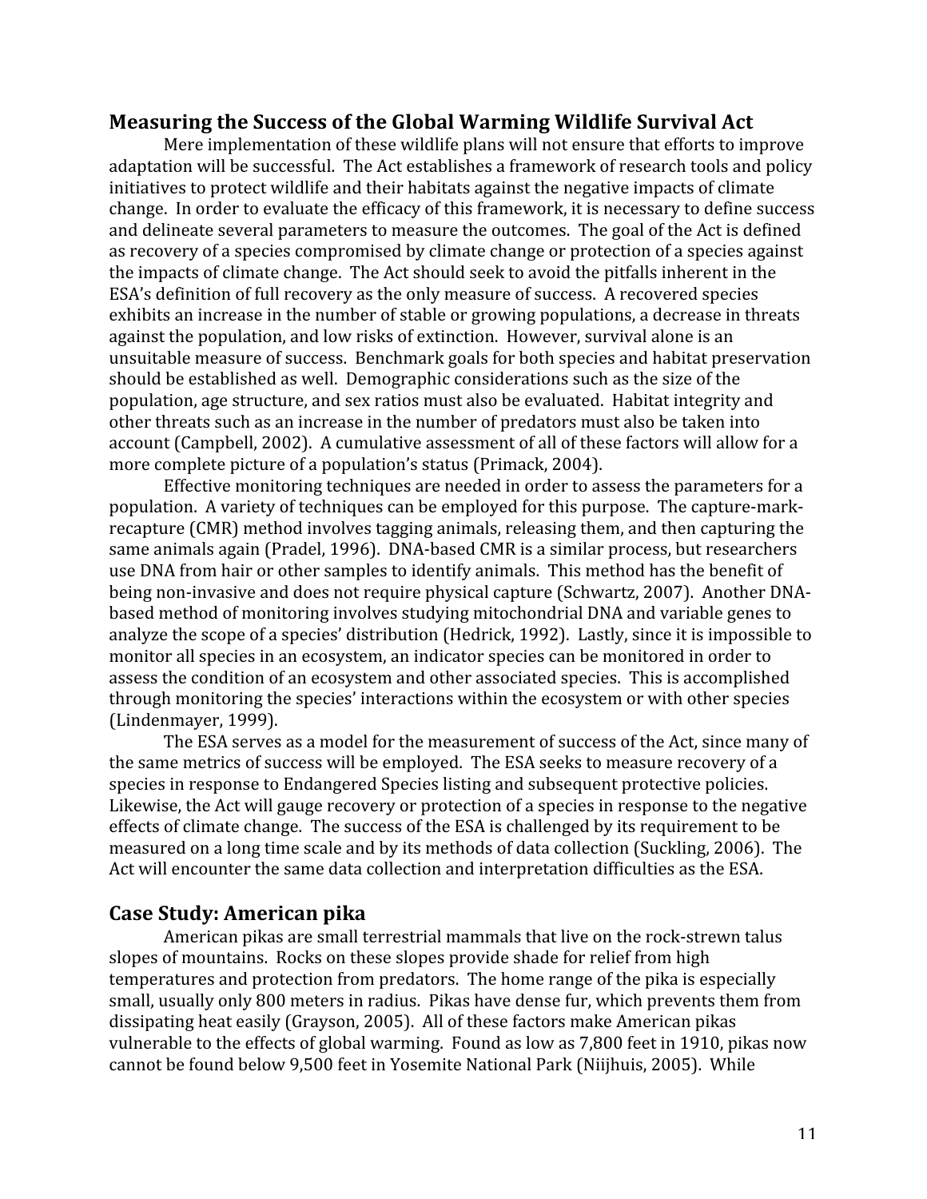## Measuring the Success of the Global Warming Wildlife Survival Act

Mere implementation of these wildlife plans will not ensure that efforts to improve adaptation will be successful. The Act establishes a framework of research tools and policy initiatives to protect wildlife and their habitats against the negative impacts of climate change. In order to evaluate the efficacy of this framework, it is necessary to define success and delineate several parameters to measure the outcomes. The goal of the Act is defined as recovery of a species compromised by climate change or protection of a species against the impacts of climate change. The Act should seek to avoid the pitfalls inherent in the ESA's definition of full recovery as the only measure of success. A recovered species exhibits an increase in the number of stable or growing populations, a decrease in threats against the population, and low risks of extinction. However, survival alone is an unsuitable measure of success. Benchmark goals for both species and habitat preservation should be established as well. Demographic considerations such as the size of the population, age structure, and sex ratios must also be evaluated. Habitat integrity and other threats such as an increase in the number of predators must also be taken into account (Campbell, 2002). A cumulative assessment of all of these factors will allow for a more complete picture of a population's status (Primack, 2004).

Effective monitoring techniques are needed in order to assess the parameters for a population. A variety of techniques can be employed for this purpose. The capture-mark-recapture (CMR) method involves tagging animals, releasing them, and then capturing the same animals again (Pradel, 1996). DNA-based CMR is a similar process, but researchers use DNA from hair or other samples to identify animals. This method has the benefit of being non-invasive and does not require physical capture (Schwartz, 2007). Another DNA-based method of monitoring involves studying mitochondrial DNA and variable genes to analyze the scope of a species' distribution (Hedrick, 1992). Lastly, since it is impossible to monitor all species in an ecosystem, an indicator species can be monitored in order to assess the condition of an ecosystem and other associated species. This is accomplished through monitoring the species' interactions within the ecosystem or with other species (Lindenmayer, 1999).

The ESA serves as a model for the measurement of success of the Act, since many of the same metrics of success will be employed. The ESA seeks to measure recovery of a species in response to Endangered Species listing and subsequent protective policies. Likewise, the Act will gauge recovery or protection of a species in response to the negative effects of climate change. The success of the ESA is challenged by its requirement to be measured on a long time scale and by its methods of data collection (Suckling, 2006). The Act will encounter the same data collection and interpretation difficulties as the ESA.

## Case Study: American pika

American pikas are small terrestrial mammals that live on the rock-strewn talus slopes of mountains. Rocks on these slopes provide shade for relief from high temperatures and protection from predators. The home range of the pika is especially small, usually only 800 meters in radius. Pikas have dense fur, which prevents them from dissipating heat easily (Grayson, 2005). All of these factors make American pikas vulnerable to the effects of global warming. Found as low as 7,800 feet in 1910, pikas now cannot be found below 9,500 feet in Yosemite National Park (Niijhuis, 2005). While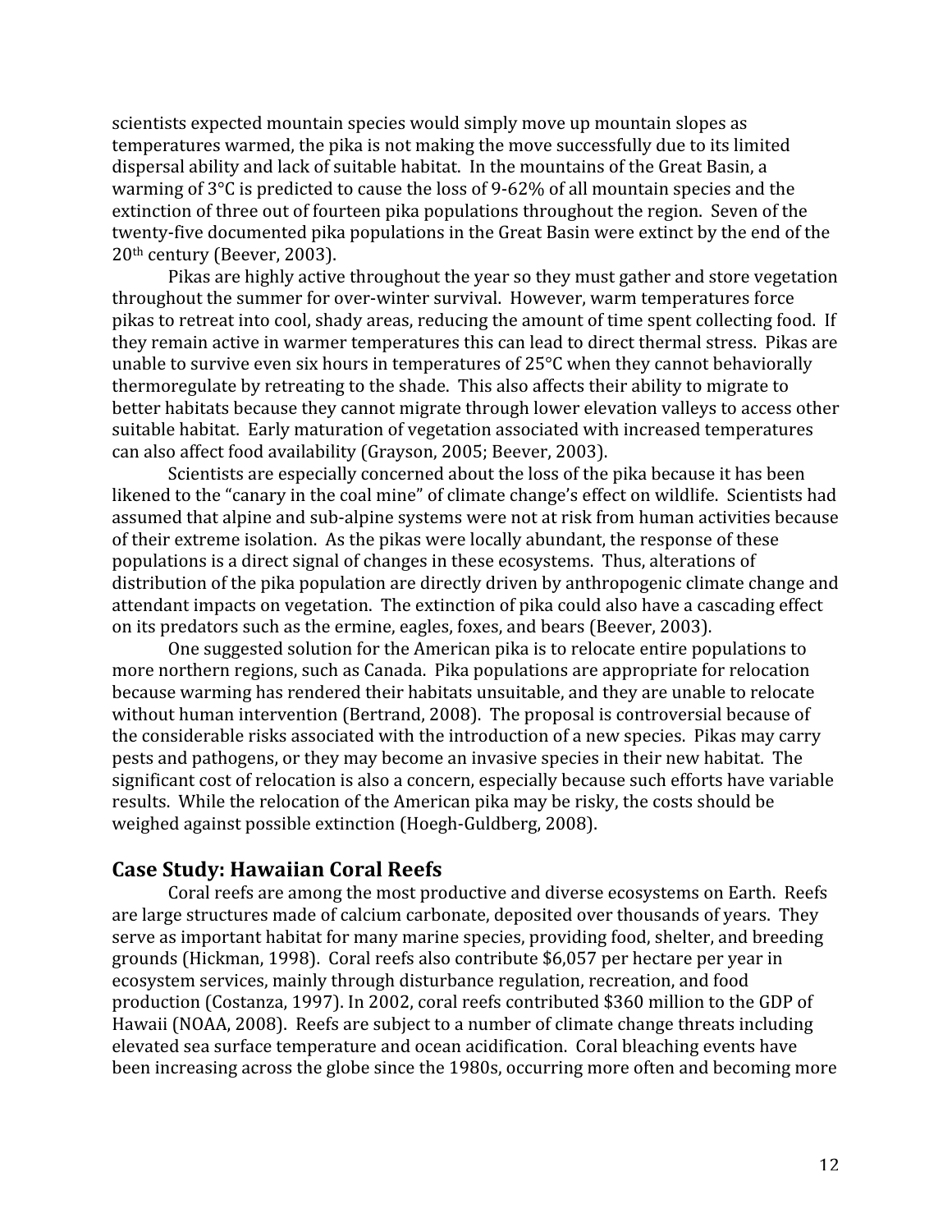scientists expected mountain species would simply move up mountain slopes as temperatures warmed, the pika is not making the move successfully due to its limited dispersal ability and lack of suitable habitat. In the mountains of the Great Basin, a warming of 3°C is predicted to cause the loss of 9-62% of all mountain species and the extinction of three out of fourteen pika populations throughout the region. Seven of the twenty-five documented pika populations in the Great Basin were extinct by the end of the 20th century (Beever, 2003).

Pikas are highly active throughout the year so they must gather and store vegetation throughout the summer for over-winter survival. However, warm temperatures force pikas to retreat into cool, shady areas, reducing the amount of time spent collecting food. If they remain active in warmer temperatures this can lead to direct thermal stress. Pikas are unable to survive even six hours in temperatures of 25°C when they cannot behaviorally thermoregulate by retreating to the shade. This also affects their ability to migrate to better habitats because they cannot migrate through lower elevation valleys to access other suitable habitat. Early maturation of vegetation associated with increased temperatures can also affect food availability (Grayson, 2005; Beever, 2003).

Scientists are especially concerned about the loss of the pika because it has been likened to the "canary in the coal mine" of climate change's effect on wildlife. Scientists had assumed that alpine and sub-alpine systems were not at risk from human activities because of their extreme isolation. As the pikas were locally abundant, the response of these populations is a direct signal of changes in these ecosystems. Thus, alterations of distribution of the pika population are directly driven by anthropogenic climate change and attendant impacts on vegetation. The extinction of pika could also have a cascading effect on its predators such as the ermine, eagles, foxes, and bears (Beever, 2003).

One suggested solution for the American pika is to relocate entire populations to more northern regions, such as Canada. Pika populations are appropriate for relocation because warming has rendered their habitats unsuitable, and they are unable to relocate without human intervention (Bertrand, 2008). The proposal is controversial because of the considerable risks associated with the introduction of a new species. Pikas may carry pests and pathogens, or they may become an invasive species in their new habitat. The significant cost of relocation is also a concern, especially because such efforts have variable results. While the relocation of the American pika may be risky, the costs should be weighed against possible extinction (Hoegh-Guldberg, 2008).

## Case Study: Hawaiian Coral Reefs

Coral reefs are among the most productive and diverse ecosystems on Earth. Reefs are large structures made of calcium carbonate, deposited over thousands of years. They serve as important habitat for many marine species, providing food, shelter, and breeding grounds (Hickman, 1998). Coral reefs also contribute $6,057 per hectare per year in ecosystem services, mainly through disturbance regulation, recreation, and food production (Costanza, 1997). In 2002, coral reefs contributed $360 million to the GDP of Hawaii (NOAA, 2008). Reefs are subject to a number of climate change threats including elevated sea surface temperature and ocean acidification. Coral bleaching events have been increasing across the globe since the 1980s, occurring more often and becoming more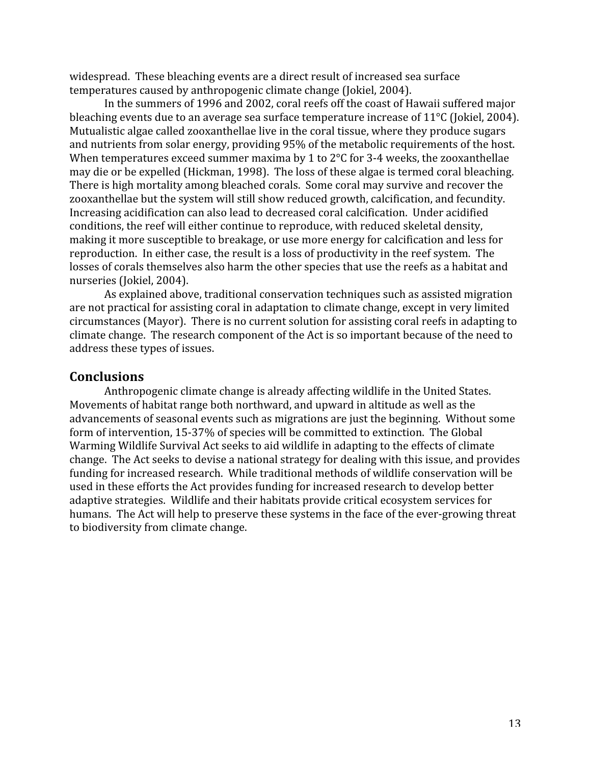widespread. These bleaching events are a direct result of increased sea surface temperatures caused by anthropogenic climate change (Jokiel, 2004).

In the summers of 1996 and 2002, coral reefs off the coast of Hawaii suffered major bleaching events due to an average sea surface temperature increase of 11°C (Jokiel, 2004). Mutualistic algae called zooxanthellae live in the coral tissue, where they produce sugars and nutrients from solar energy, providing 95% of the metabolic requirements of the host. When temperatures exceed summer maxima by 1 to 2°C for 3-4 weeks, the zooxanthellae may die or be expelled (Hickman, 1998). The loss of these algae is termed coral bleaching. There is high mortality among bleached corals. Some coral may survive and recover the zooxanthellae but the system will still show reduced growth, calcification, and fecundity. Increasing acidification can also lead to decreased coral calcification. Under acidified conditions, the reef will either continue to reproduce, with reduced skeletal density, making it more susceptible to breakage, or use more energy for calcification and less for reproduction. In either case, the result is a loss of productivity in the reef system. The losses of corals themselves also harm the other species that use the reefs as a habitat and nurseries (Jokiel, 2004).

As explained above, traditional conservation techniques such as assisted migration are not practical for assisting coral in adaptation to climate change, except in very limited circumstances (Mayor). There is no current solution for assisting coral reefs in adapting to climate change. The research component of the Act is so important because of the need to address these types of issues.

## Conclusions

Anthropogenic climate change is already affecting wildlife in the United States. Movements of habitat range both northward, and upward in altitude as well as the advancements of seasonal events such as migrations are just the beginning. Without some form of intervention, 15-37% of species will be committed to extinction. The Global Warming Wildlife Survival Act seeks to aid wildlife in adapting to the effects of climate change. The Act seeks to devise a national strategy for dealing with this issue, and provides funding for increased research. While traditional methods of wildlife conservation will be used in these efforts the Act provides funding for increased research to develop better adaptive strategies. Wildlife and their habitats provide critical ecosystem services for humans. The Act will help to preserve these systems in the face of the ever-growing threat to biodiversity from climate change.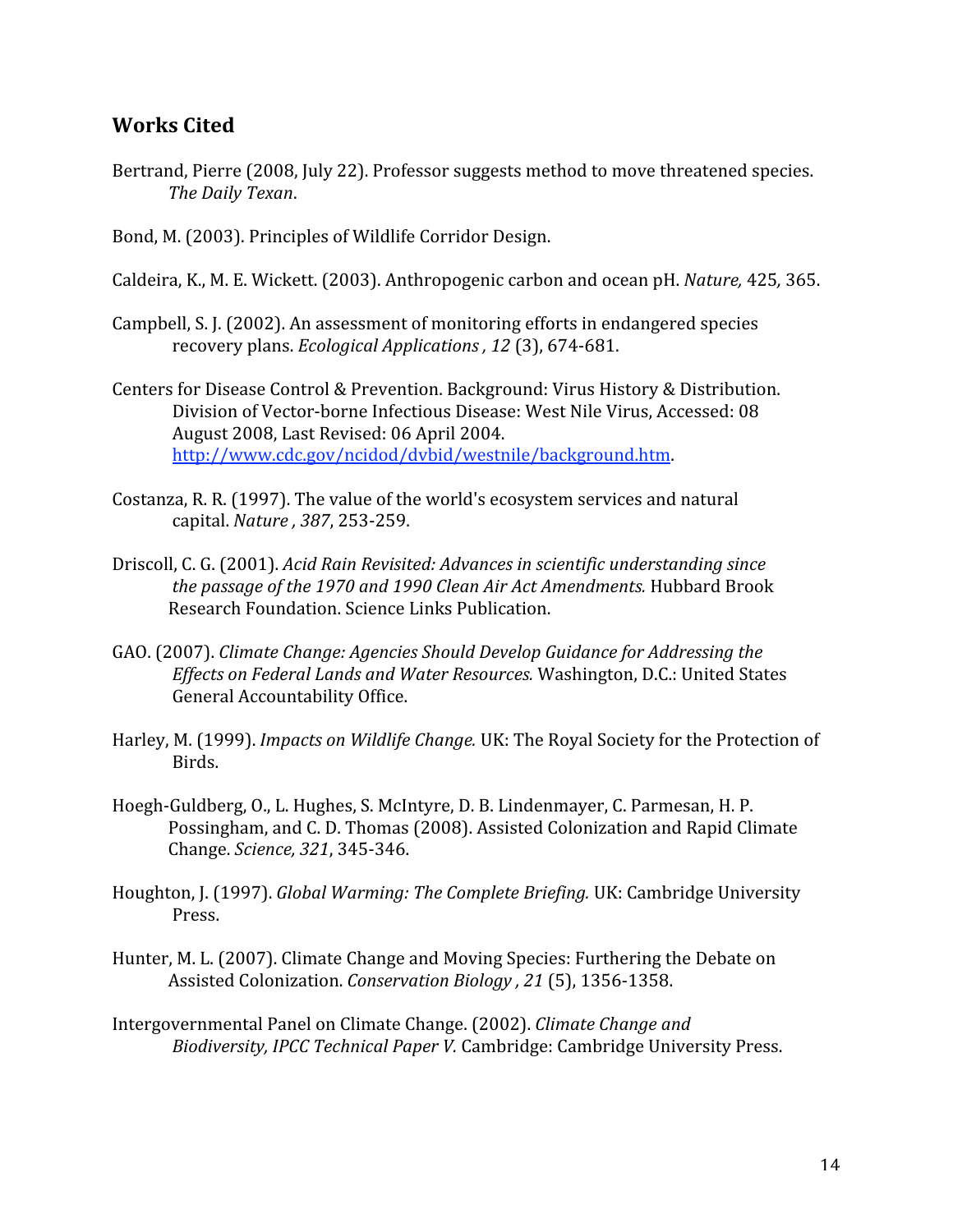## Works Cited

Bertrand, Pierre (2008, July 22). Professor suggests method to move threatened species. *The Daily Texan*.

Bond, M. (2003). Principles of Wildlife Corridor Design.

Caldeira, K., M. E. Wickett. (2003). Anthropogenic carbon and ocean pH. *Nature,* 425*,* 365.

Campbell, S. J. (2002). An assessment of monitoring efforts in endangered species recovery plans. *Ecological Applications , 12* (3), 674-681.

Centers for Disease Control & Prevention. Background: Virus History & Distribution. Division of Vector-borne Infectious Disease: West Nile Virus, Accessed: 08 August 2008, Last Revised: 06 April 2004. [http://www.cdc.gov/ncidod/dvbid/westnile/background.htm](http://www.cdc.gov/ncidod/dvbid/westnile/background.htm).

Costanza, R. R. (1997). The value of the world's ecosystem services and natural capital. *Nature , 387*, 253-259.

Driscoll, C. G. (2001). *Acid Rain Revisited: Advances in scientific understanding since the passage of the 1970 and 1990 Clean Air Act Amendments.* Hubbard Brook Research Foundation. Science Links Publication.

GAO. (2007). *Climate Change: Agencies Should Develop Guidance for Addressing the Effects on Federal Lands and Water Resources.* Washington, D.C.: United States General Accountability Office.

Harley, M. (1999). *Impacts on Wildlife Change.* UK: The Royal Society for the Protection of Birds.

Hoegh-Guldberg, O., L. Hughes, S. McIntyre, D. B. Lindenmayer, C. Parmesan, H. P. Possingham, and C. D. Thomas (2008). Assisted Colonization and Rapid Climate Change. *Science, 321*, 345-346.

Houghton, J. (1997). *Global Warming: The Complete Briefing.* UK: Cambridge University Press.

Hunter, M. L. (2007). Climate Change and Moving Species: Furthering the Debate on Assisted Colonization. *Conservation Biology , 21* (5), 1356-1358.

Intergovernmental Panel on Climate Change. (2002). *Climate Change and Biodiversity, IPCC Technical Paper V.* Cambridge: Cambridge University Press.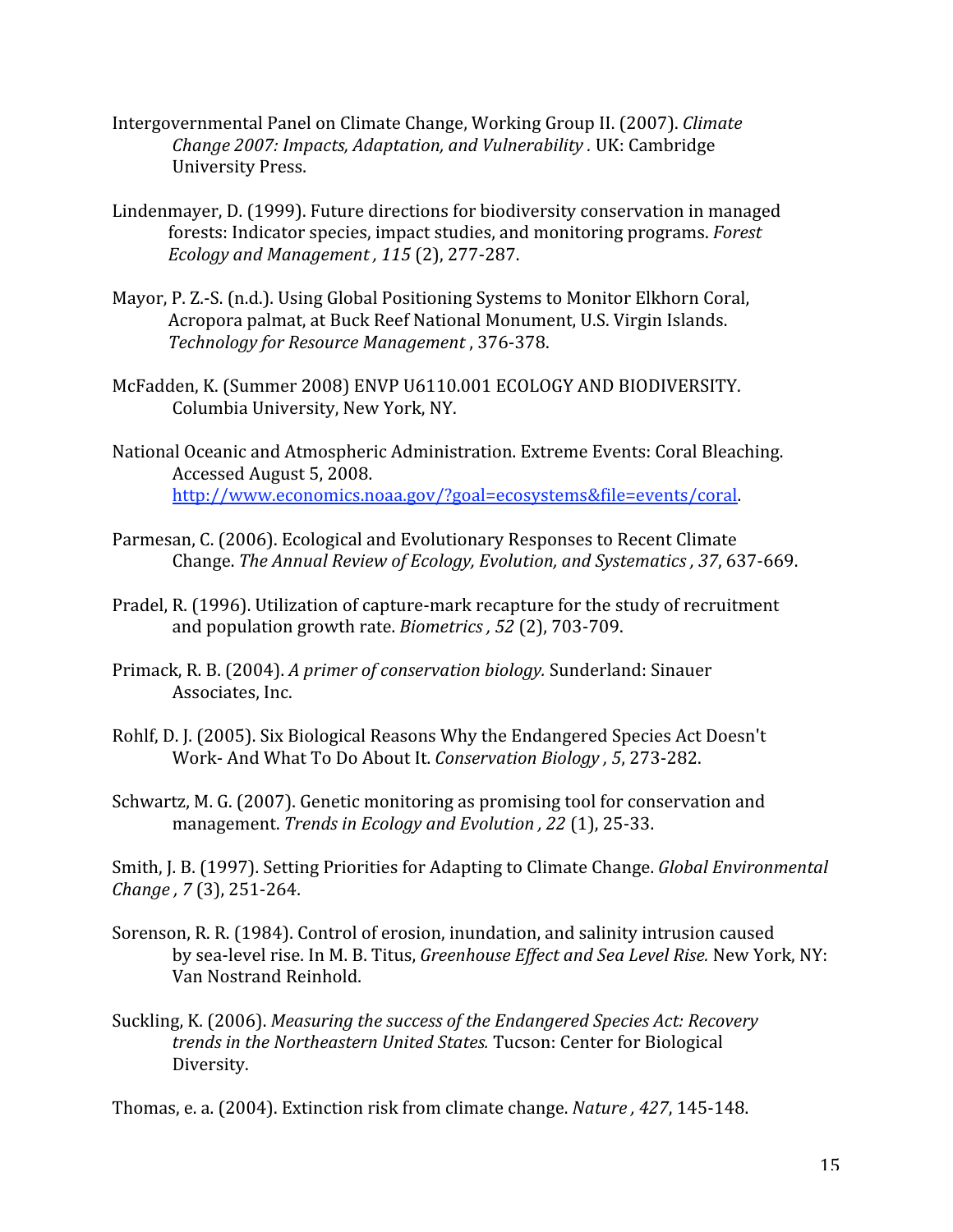Intergovernmental Panel on Climate Change, Working Group II. (2007). *Climate Change 2007: Impacts, Adaptation, and Vulnerability .* UK: Cambridge University Press.

Lindenmayer, D. (1999). Future directions for biodiversity conservation in managed forests: Indicator species, impact studies, and monitoring programs. *Forest Ecology and Management , 115* (2), 277-287.

Mayor, P. Z.-S. (n.d.). Using Global Positioning Systems to Monitor Elkhorn Coral, Acropora palmat, at Buck Reef National Monument, U.S. Virgin Islands. *Technology for Resource Management* , 376-378.

McFadden, K. (Summer 2008) ENVP U6110.001 ECOLOGY AND BIODIVERSITY. Columbia University, New York, NY.

National Oceanic and Atmospheric Administration. Extreme Events: Coral Bleaching. Accessed August 5, 2008. [http://www.economics.noaa.gov/?goal=ecosystems&file=events/coral](http://www.economics.noaa.gov/?goal=ecosystems&file=events/coral).

Parmesan, C. (2006). Ecological and Evolutionary Responses to Recent Climate Change. *The Annual Review of Ecology, Evolution, and Systematics , 37*, 637-669.

Pradel, R. (1996). Utilization of capture-mark recapture for the study of recruitment and population growth rate. *Biometrics , 52* (2), 703-709.

Primack, R. B. (2004). *A primer of conservation biology.* Sunderland: Sinauer Associates, Inc.

Rohlf, D. J. (2005). Six Biological Reasons Why the Endangered Species Act Doesn't Work- And What To Do About It. *Conservation Biology , 5*, 273-282.

Schwartz, M. G. (2007). Genetic monitoring as promising tool for conservation and management. *Trends in Ecology and Evolution , 22* (1), 25-33.

Smith, J. B. (1997). Setting Priorities for Adapting to Climate Change. *Global Environmental Change , 7* (3), 251-264.

Sorenson, R. R. (1984). Control of erosion, inundation, and salinity intrusion caused by sea-level rise. In M. B. Titus, *Greenhouse Effect and Sea Level Rise.* New York, NY: Van Nostrand Reinhold.

Suckling, K. (2006). *Measuring the success of the Endangered Species Act: Recovery trends in the Northeastern United States.* Tucson: Center for Biological Diversity.

Thomas, e. a. (2004). Extinction risk from climate change. *Nature , 427*, 145-148.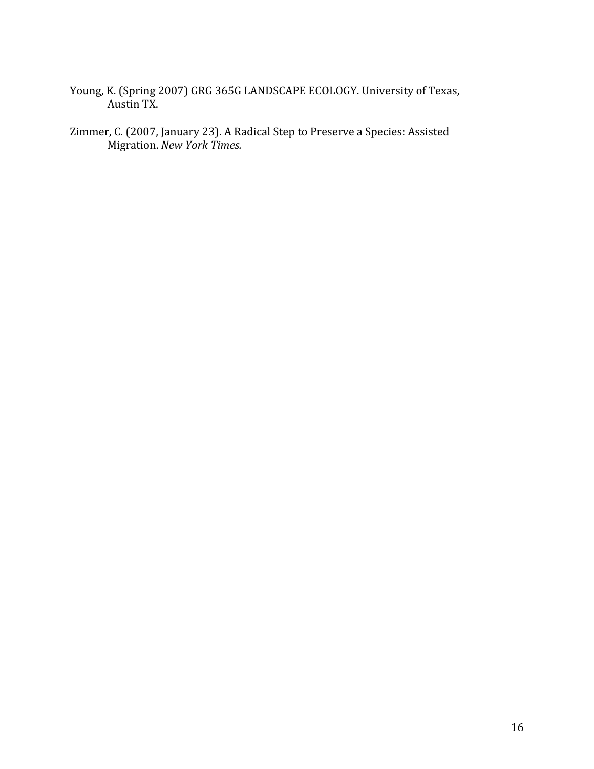Young, K. (Spring 2007) GRG 365G LANDSCAPE ECOLOGY. University of Texas, Austin TX.

Zimmer, C. (2007, January 23). A Radical Step to Preserve a Species: Assisted Migration. *New York Times.*